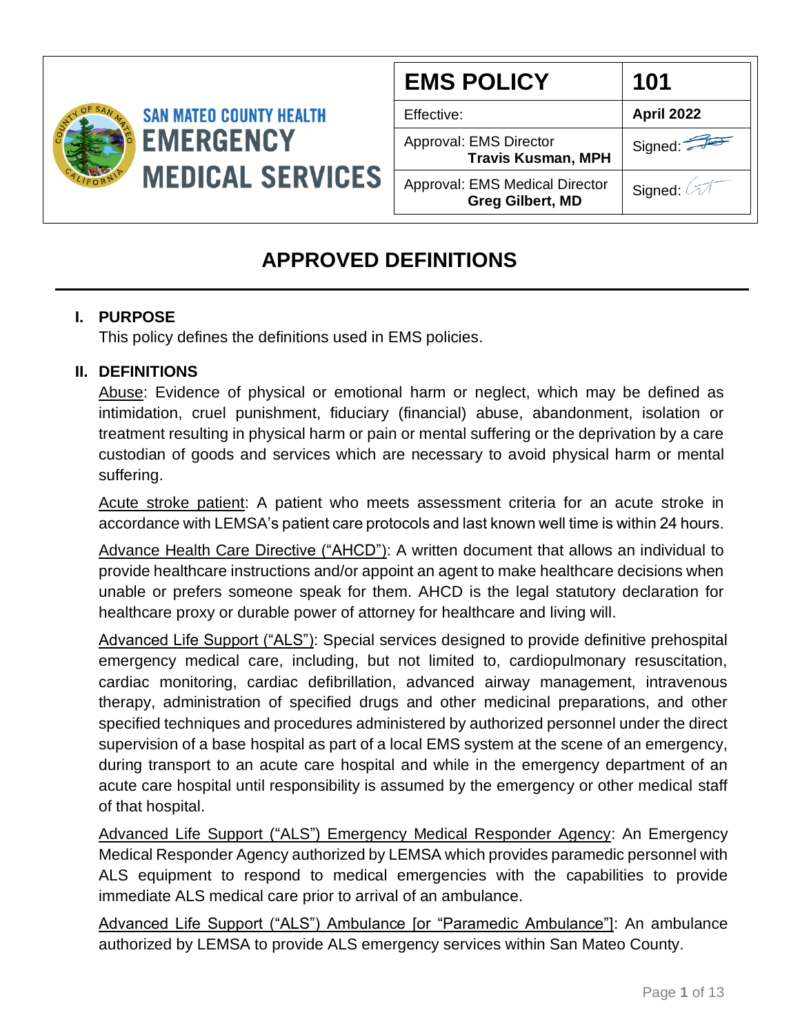SAN MATEO COUNTY HEALTH
EMERGENCY MEDICAL SERVICES

| EMS POLICY | 101 |
|---|---|
| Effective: | April 2022 |
| Approval: EMS Director **Travis Kusman, MPH** | Signed: |
| Approval: EMS Medical Director **Greg Gilbert, MD** | Signed: |

# APPROVED DEFINITIONS

## I. PURPOSE

This policy defines the definitions used in EMS policies.

## II. DEFINITIONS

Abuse: Evidence of physical or emotional harm or neglect, which may be defined as intimidation, cruel punishment, fiduciary (financial) abuse, abandonment, isolation or treatment resulting in physical harm or pain or mental suffering or the deprivation by a care custodian of goods and services which are necessary to avoid physical harm or mental suffering.

Acute stroke patient: A patient who meets assessment criteria for an acute stroke in accordance with LEMSA's patient care protocols and last known well time is within 24 hours.

Advance Health Care Directive ("AHCD"): A written document that allows an individual to provide healthcare instructions and/or appoint an agent to make healthcare decisions when unable or prefers someone speak for them. AHCD is the legal statutory declaration for healthcare proxy or durable power of attorney for healthcare and living will.

Advanced Life Support ("ALS"): Special services designed to provide definitive prehospital emergency medical care, including, but not limited to, cardiopulmonary resuscitation, cardiac monitoring, cardiac defibrillation, advanced airway management, intravenous therapy, administration of specified drugs and other medicinal preparations, and other specified techniques and procedures administered by authorized personnel under the direct supervision of a base hospital as part of a local EMS system at the scene of an emergency, during transport to an acute care hospital and while in the emergency department of an acute care hospital until responsibility is assumed by the emergency or other medical staff of that hospital.

Advanced Life Support ("ALS") Emergency Medical Responder Agency: An Emergency Medical Responder Agency authorized by LEMSA which provides paramedic personnel with ALS equipment to respond to medical emergencies with the capabilities to provide immediate ALS medical care prior to arrival of an ambulance.

Advanced Life Support ("ALS") Ambulance [or "Paramedic Ambulance"]: An ambulance authorized by LEMSA to provide ALS emergency services within San Mateo County.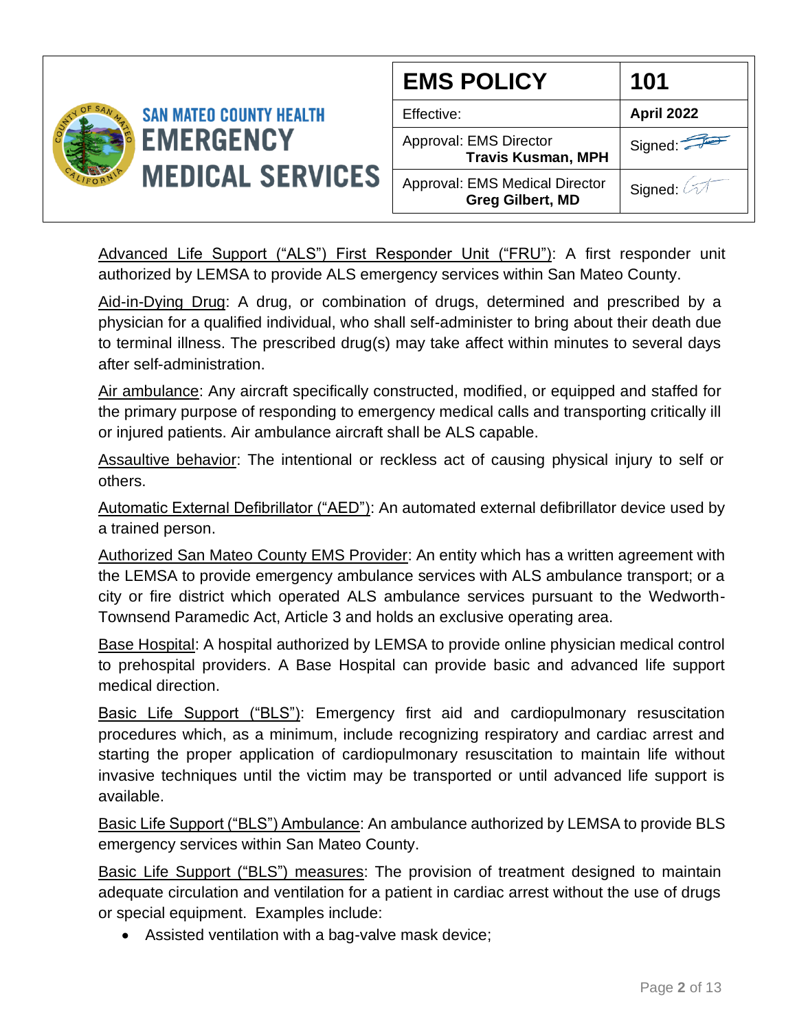Advanced Life Support ("ALS") First Responder Unit ("FRU"): A first responder unit authorized by LEMSA to provide ALS emergency services within San Mateo County.

Aid-in-Dying Drug: A drug, or combination of drugs, determined and prescribed by a physician for a qualified individual, who shall self-administer to bring about their death due to terminal illness. The prescribed drug(s) may take affect within minutes to several days after self-administration.

Air ambulance: Any aircraft specifically constructed, modified, or equipped and staffed for the primary purpose of responding to emergency medical calls and transporting critically ill or injured patients. Air ambulance aircraft shall be ALS capable.

Assaultive behavior: The intentional or reckless act of causing physical injury to self or others.

Automatic External Defibrillator ("AED"): An automated external defibrillator device used by a trained person.

Authorized San Mateo County EMS Provider: An entity which has a written agreement with the LEMSA to provide emergency ambulance services with ALS ambulance transport; or a city or fire district which operated ALS ambulance services pursuant to the Wedworth-Townsend Paramedic Act, Article 3 and holds an exclusive operating area.

Base Hospital: A hospital authorized by LEMSA to provide online physician medical control to prehospital providers. A Base Hospital can provide basic and advanced life support medical direction.

Basic Life Support ("BLS"): Emergency first aid and cardiopulmonary resuscitation procedures which, as a minimum, include recognizing respiratory and cardiac arrest and starting the proper application of cardiopulmonary resuscitation to maintain life without invasive techniques until the victim may be transported or until advanced life support is available.

Basic Life Support ("BLS") Ambulance: An ambulance authorized by LEMSA to provide BLS emergency services within San Mateo County.

Basic Life Support ("BLS") measures: The provision of treatment designed to maintain adequate circulation and ventilation for a patient in cardiac arrest without the use of drugs or special equipment. Examples include:

- Assisted ventilation with a bag-valve mask device;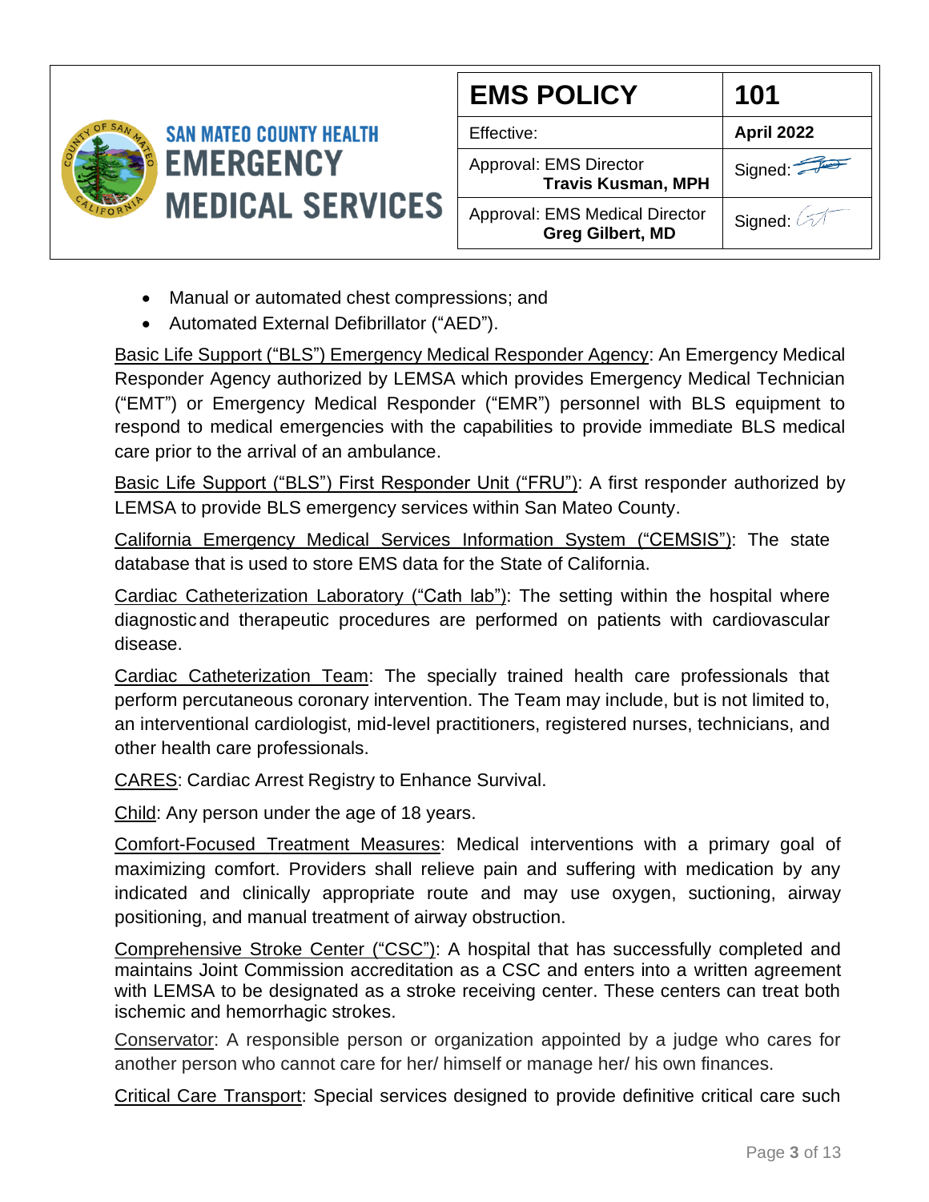- Manual or automated chest compressions; and
- Automated External Defibrillator ("AED").

Basic Life Support ("BLS") Emergency Medical Responder Agency: An Emergency Medical Responder Agency authorized by LEMSA which provides Emergency Medical Technician ("EMT") or Emergency Medical Responder ("EMR") personnel with BLS equipment to respond to medical emergencies with the capabilities to provide immediate BLS medical care prior to the arrival of an ambulance.

Basic Life Support ("BLS") First Responder Unit ("FRU"): A first responder authorized by LEMSA to provide BLS emergency services within San Mateo County.

California Emergency Medical Services Information System ("CEMSIS"): The state database that is used to store EMS data for the State of California.

Cardiac Catheterization Laboratory ("Cath lab"): The setting within the hospital where diagnostic and therapeutic procedures are performed on patients with cardiovascular disease.

Cardiac Catheterization Team: The specially trained health care professionals that perform percutaneous coronary intervention. The Team may include, but is not limited to, an interventional cardiologist, mid-level practitioners, registered nurses, technicians, and other health care professionals.

CARES: Cardiac Arrest Registry to Enhance Survival.

Child: Any person under the age of 18 years.

Comfort-Focused Treatment Measures: Medical interventions with a primary goal of maximizing comfort. Providers shall relieve pain and suffering with medication by any indicated and clinically appropriate route and may use oxygen, suctioning, airway positioning, and manual treatment of airway obstruction.

Comprehensive Stroke Center ("CSC"): A hospital that has successfully completed and maintains Joint Commission accreditation as a CSC and enters into a written agreement with LEMSA to be designated as a stroke receiving center. These centers can treat both ischemic and hemorrhagic strokes.

Conservator: A responsible person or organization appointed by a judge who cares for another person who cannot care for her/ himself or manage her/ his own finances.

Critical Care Transport: Special services designed to provide definitive critical care such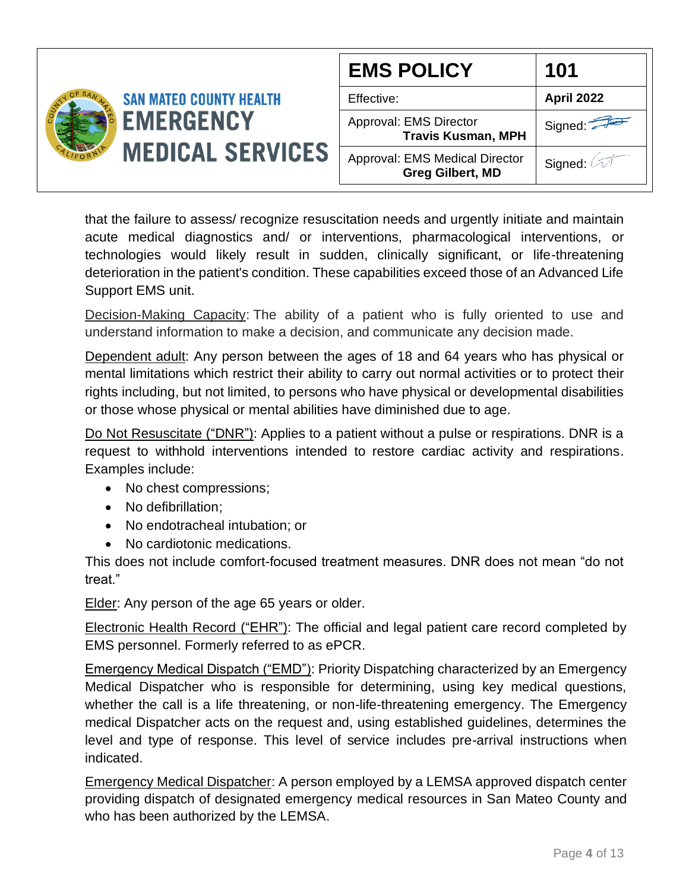that the failure to assess/ recognize resuscitation needs and urgently initiate and maintain acute medical diagnostics and/ or interventions, pharmacological interventions, or technologies would likely result in sudden, clinically significant, or life-threatening deterioration in the patient's condition. These capabilities exceed those of an Advanced Life Support EMS unit.

Decision-Making Capacity: The ability of a patient who is fully oriented to use and understand information to make a decision, and communicate any decision made.

Dependent adult: Any person between the ages of 18 and 64 years who has physical or mental limitations which restrict their ability to carry out normal activities or to protect their rights including, but not limited to, to persons who have physical or developmental disabilities or those whose physical or mental abilities have diminished due to age.

Do Not Resuscitate ("DNR"): Applies to a patient without a pulse or respirations. DNR is a request to withhold interventions intended to restore cardiac activity and respirations. Examples include:

- No chest compressions;
- No defibrillation;
- No endotracheal intubation; or
- No cardiotonic medications.

This does not include comfort-focused treatment measures. DNR does not mean "do not treat."

Elder: Any person of the age 65 years or older.

Electronic Health Record ("EHR"): The official and legal patient care record completed by EMS personnel. Formerly referred to as ePCR.

Emergency Medical Dispatch ("EMD"): Priority Dispatching characterized by an Emergency Medical Dispatcher who is responsible for determining, using key medical questions, whether the call is a life threatening, or non-life-threatening emergency. The Emergency medical Dispatcher acts on the request and, using established guidelines, determines the level and type of response. This level of service includes pre-arrival instructions when indicated.

Emergency Medical Dispatcher: A person employed by a LEMSA approved dispatch center providing dispatch of designated emergency medical resources in San Mateo County and who has been authorized by the LEMSA.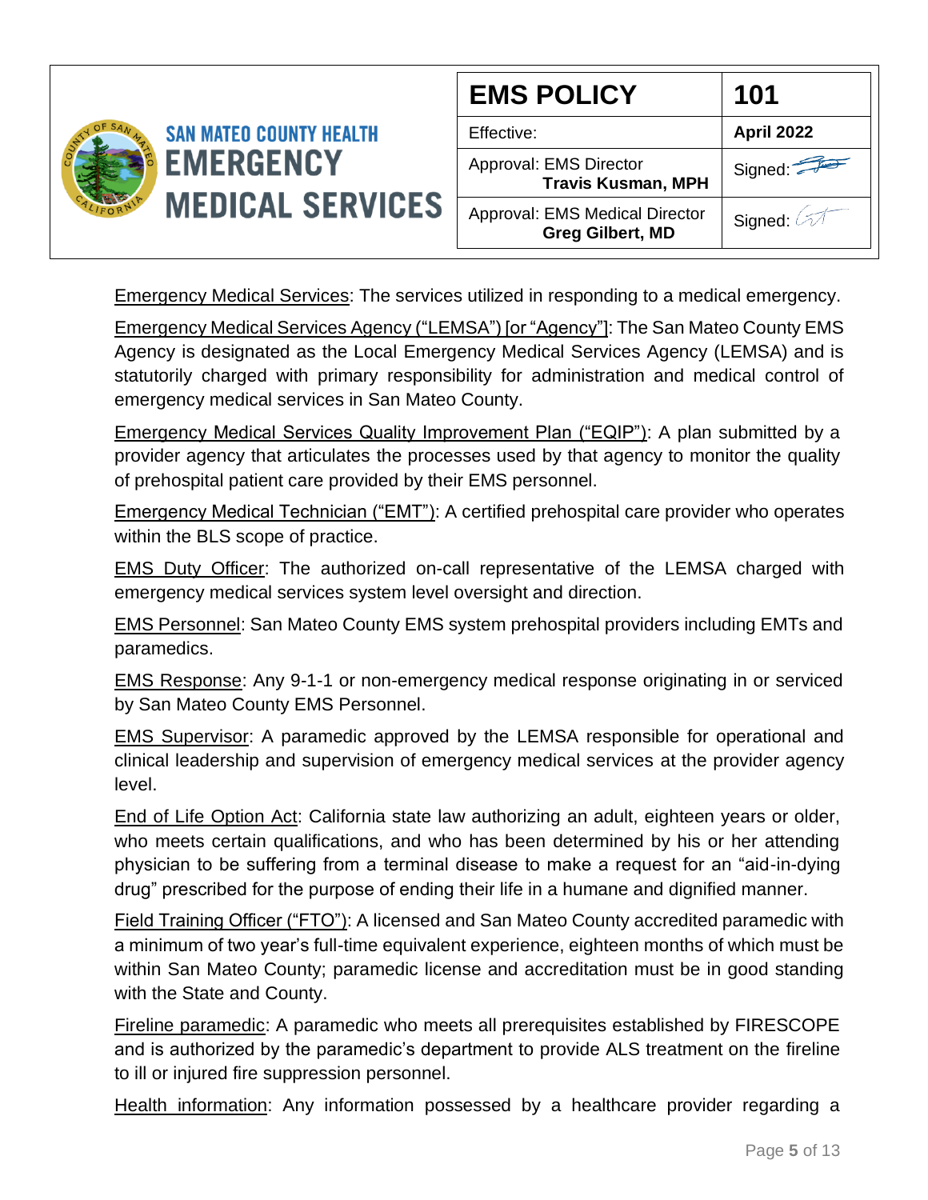| EMS POLICY | 101 |
|---|---|
| Effective: | April 2022 |
| Approval: EMS Director **Travis Kusman, MPH** | Signed: |
| Approval: EMS Medical Director **Greg Gilbert, MD** | Signed: |

<u>Emergency Medical Services</u>: The services utilized in responding to a medical emergency.

<u>Emergency Medical Services Agency ("LEMSA") [or "Agency"]</u>: The San Mateo County EMS Agency is designated as the Local Emergency Medical Services Agency (LEMSA) and is statutorily charged with primary responsibility for administration and medical control of emergency medical services in San Mateo County.

<u>Emergency Medical Services Quality Improvement Plan ("EQIP")</u>: A plan submitted by a provider agency that articulates the processes used by that agency to monitor the quality of prehospital patient care provided by their EMS personnel.

<u>Emergency Medical Technician ("EMT")</u>: A certified prehospital care provider who operates within the BLS scope of practice.

<u>EMS Duty Officer</u>: The authorized on-call representative of the LEMSA charged with emergency medical services system level oversight and direction.

<u>EMS Personnel</u>: San Mateo County EMS system prehospital providers including EMTs and paramedics.

<u>EMS Response</u>: Any 9-1-1 or non-emergency medical response originating in or serviced by San Mateo County EMS Personnel.

<u>EMS Supervisor</u>: A paramedic approved by the LEMSA responsible for operational and clinical leadership and supervision of emergency medical services at the provider agency level.

<u>End of Life Option Act</u>: California state law authorizing an adult, eighteen years or older, who meets certain qualifications, and who has been determined by his or her attending physician to be suffering from a terminal disease to make a request for an "aid-in-dying drug" prescribed for the purpose of ending their life in a humane and dignified manner.

<u>Field Training Officer ("FTO")</u>: A licensed and San Mateo County accredited paramedic with a minimum of two year's full-time equivalent experience, eighteen months of which must be within San Mateo County; paramedic license and accreditation must be in good standing with the State and County.

<u>Fireline paramedic</u>: A paramedic who meets all prerequisites established by FIRESCOPE and is authorized by the paramedic's department to provide ALS treatment on the fireline to ill or injured fire suppression personnel.

<u>Health information</u>: Any information possessed by a healthcare provider regarding a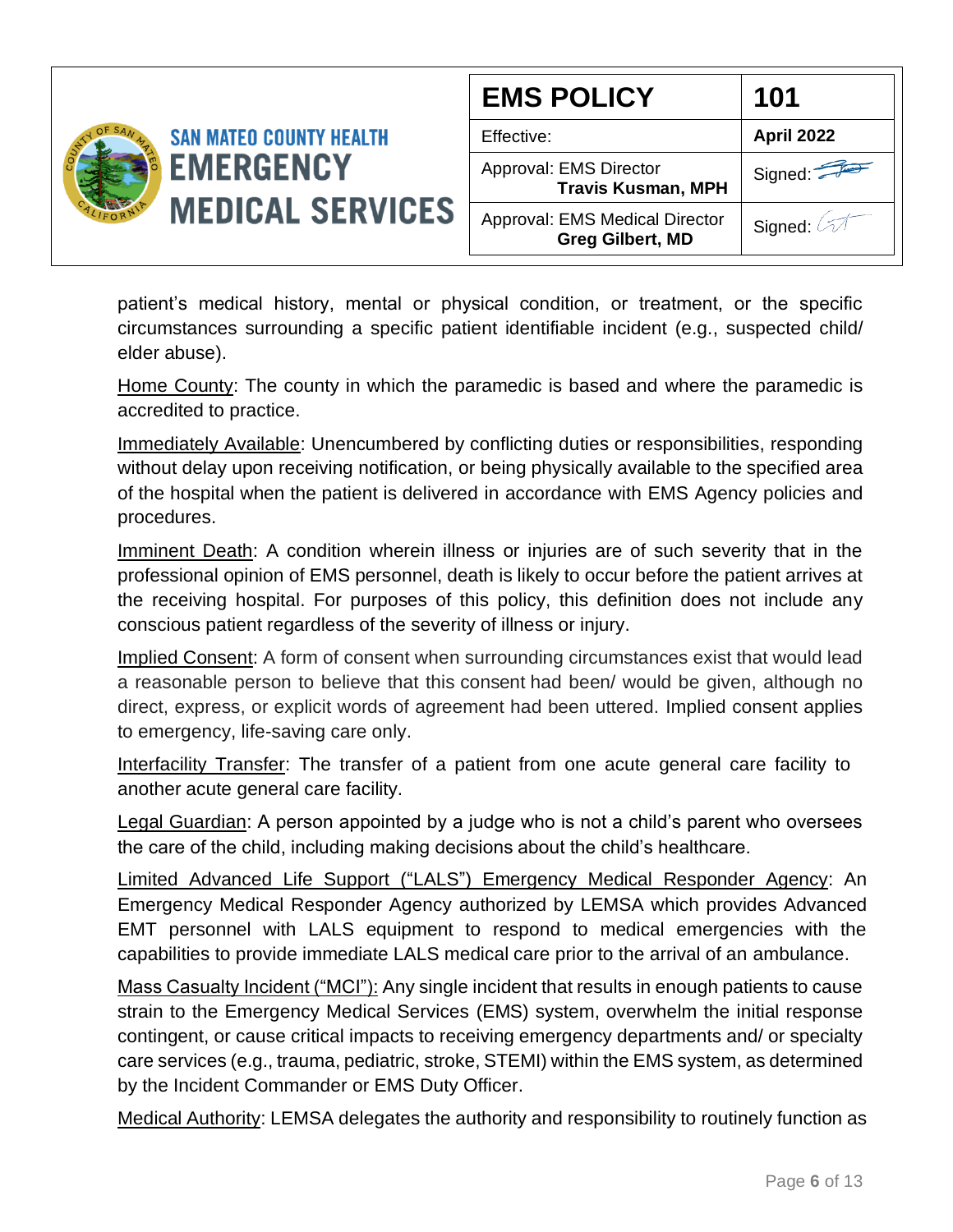patient's medical history, mental or physical condition, or treatment, or the specific circumstances surrounding a specific patient identifiable incident (e.g., suspected child/ elder abuse).

Home County: The county in which the paramedic is based and where the paramedic is accredited to practice.

Immediately Available: Unencumbered by conflicting duties or responsibilities, responding without delay upon receiving notification, or being physically available to the specified area of the hospital when the patient is delivered in accordance with EMS Agency policies and procedures.

Imminent Death: A condition wherein illness or injuries are of such severity that in the professional opinion of EMS personnel, death is likely to occur before the patient arrives at the receiving hospital. For purposes of this policy, this definition does not include any conscious patient regardless of the severity of illness or injury.

Implied Consent: A form of consent when surrounding circumstances exist that would lead a reasonable person to believe that this consent had been/ would be given, although no direct, express, or explicit words of agreement had been uttered. Implied consent applies to emergency, life-saving care only.

Interfacility Transfer: The transfer of a patient from one acute general care facility to another acute general care facility.

Legal Guardian: A person appointed by a judge who is not a child's parent who oversees the care of the child, including making decisions about the child's healthcare.

Limited Advanced Life Support ("LALS") Emergency Medical Responder Agency: An Emergency Medical Responder Agency authorized by LEMSA which provides Advanced EMT personnel with LALS equipment to respond to medical emergencies with the capabilities to provide immediate LALS medical care prior to the arrival of an ambulance.

Mass Casualty Incident ("MCI"): Any single incident that results in enough patients to cause strain to the Emergency Medical Services (EMS) system, overwhelm the initial response contingent, or cause critical impacts to receiving emergency departments and/ or specialty care services (e.g., trauma, pediatric, stroke, STEMI) within the EMS system, as determined by the Incident Commander or EMS Duty Officer.

Medical Authority: LEMSA delegates the authority and responsibility to routinely function as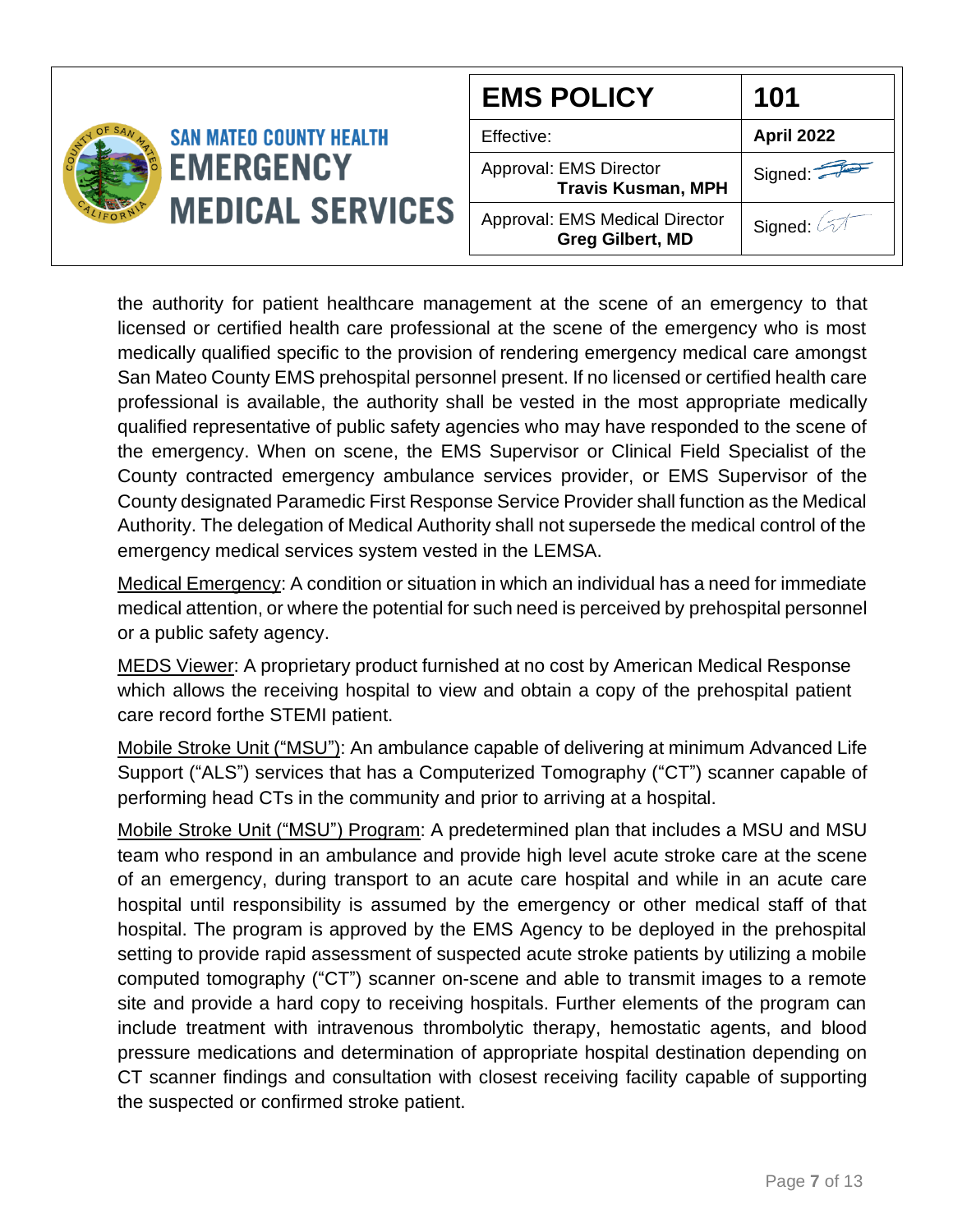the authority for patient healthcare management at the scene of an emergency to that licensed or certified health care professional at the scene of the emergency who is most medically qualified specific to the provision of rendering emergency medical care amongst San Mateo County EMS prehospital personnel present. If no licensed or certified health care professional is available, the authority shall be vested in the most appropriate medically qualified representative of public safety agencies who may have responded to the scene of the emergency. When on scene, the EMS Supervisor or Clinical Field Specialist of the County contracted emergency ambulance services provider, or EMS Supervisor of the County designated Paramedic First Response Service Provider shall function as the Medical Authority. The delegation of Medical Authority shall not supersede the medical control of the emergency medical services system vested in the LEMSA.

Medical Emergency: A condition or situation in which an individual has a need for immediate medical attention, or where the potential for such need is perceived by prehospital personnel or a public safety agency.

MEDS Viewer: A proprietary product furnished at no cost by American Medical Response which allows the receiving hospital to view and obtain a copy of the prehospital patient care record forthe STEMI patient.

Mobile Stroke Unit ("MSU"): An ambulance capable of delivering at minimum Advanced Life Support ("ALS") services that has a Computerized Tomography ("CT") scanner capable of performing head CTs in the community and prior to arriving at a hospital.

Mobile Stroke Unit ("MSU") Program: A predetermined plan that includes a MSU and MSU team who respond in an ambulance and provide high level acute stroke care at the scene of an emergency, during transport to an acute care hospital and while in an acute care hospital until responsibility is assumed by the emergency or other medical staff of that hospital. The program is approved by the EMS Agency to be deployed in the prehospital setting to provide rapid assessment of suspected acute stroke patients by utilizing a mobile computed tomography ("CT") scanner on-scene and able to transmit images to a remote site and provide a hard copy to receiving hospitals. Further elements of the program can include treatment with intravenous thrombolytic therapy, hemostatic agents, and blood pressure medications and determination of appropriate hospital destination depending on CT scanner findings and consultation with closest receiving facility capable of supporting the suspected or confirmed stroke patient.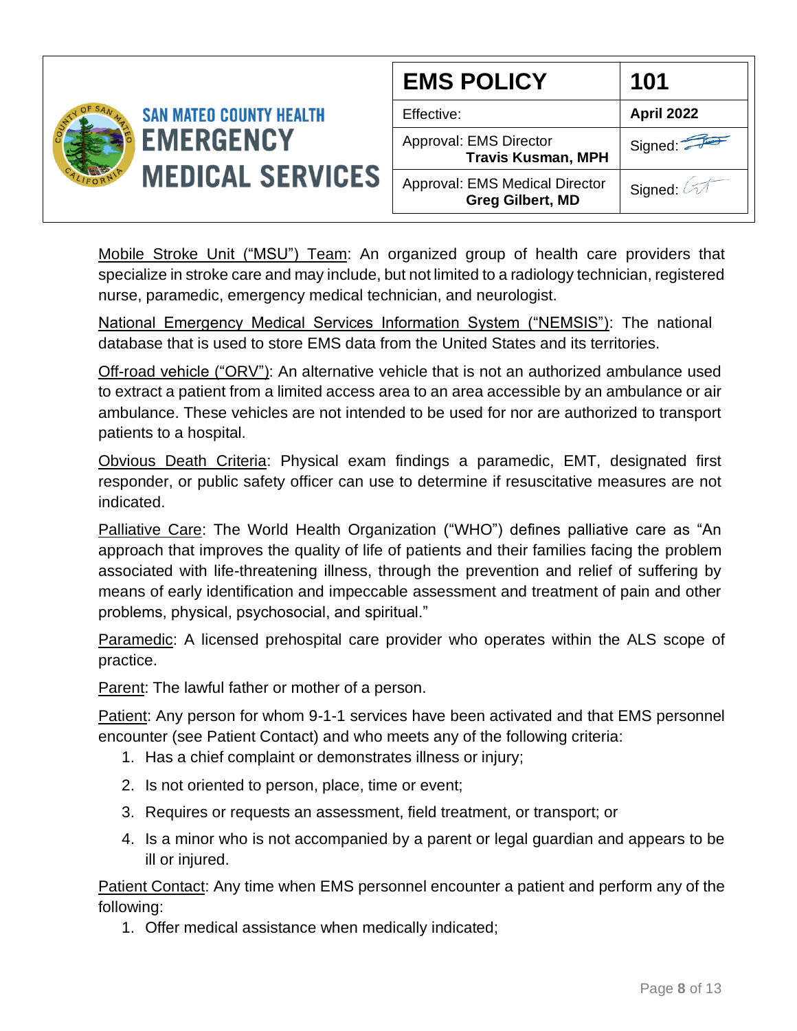Mobile Stroke Unit ("MSU") Team: An organized group of health care providers that specialize in stroke care and may include, but not limited to a radiology technician, registered nurse, paramedic, emergency medical technician, and neurologist.

National Emergency Medical Services Information System ("NEMSIS"): The national database that is used to store EMS data from the United States and its territories.

Off-road vehicle ("ORV"): An alternative vehicle that is not an authorized ambulance used to extract a patient from a limited access area to an area accessible by an ambulance or air ambulance. These vehicles are not intended to be used for nor are authorized to transport patients to a hospital.

Obvious Death Criteria: Physical exam findings a paramedic, EMT, designated first responder, or public safety officer can use to determine if resuscitative measures are not indicated.

Palliative Care: The World Health Organization ("WHO") defines palliative care as "An approach that improves the quality of life of patients and their families facing the problem associated with life-threatening illness, through the prevention and relief of suffering by means of early identification and impeccable assessment and treatment of pain and other problems, physical, psychosocial, and spiritual."

Paramedic: A licensed prehospital care provider who operates within the ALS scope of practice.

Parent: The lawful father or mother of a person.

Patient: Any person for whom 9-1-1 services have been activated and that EMS personnel encounter (see Patient Contact) and who meets any of the following criteria:

1. Has a chief complaint or demonstrates illness or injury;
2. Is not oriented to person, place, time or event;
3. Requires or requests an assessment, field treatment, or transport; or
4. Is a minor who is not accompanied by a parent or legal guardian and appears to be ill or injured.

Patient Contact: Any time when EMS personnel encounter a patient and perform any of the following:

1. Offer medical assistance when medically indicated;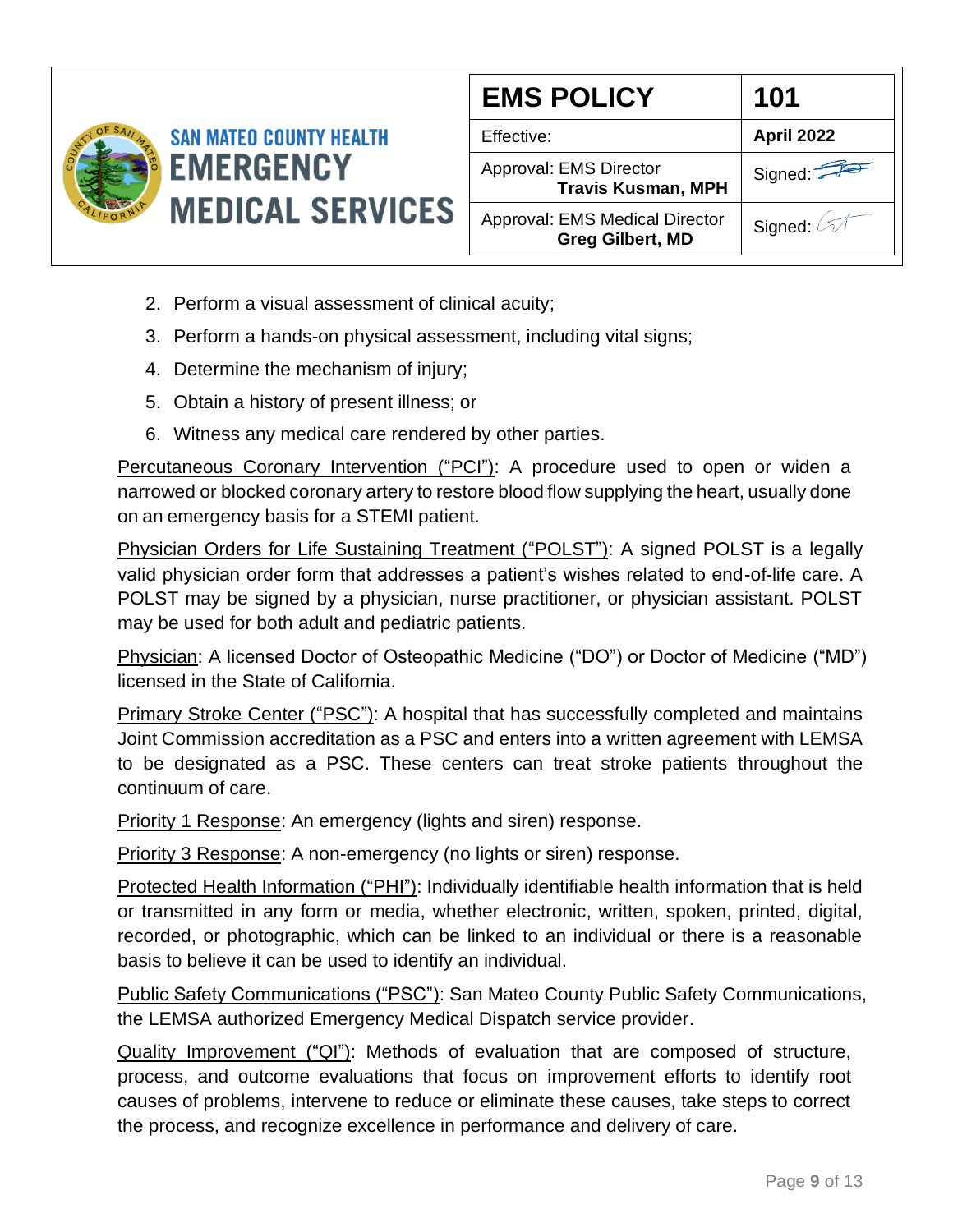2. Perform a visual assessment of clinical acuity;
3. Perform a hands-on physical assessment, including vital signs;
4. Determine the mechanism of injury;
5. Obtain a history of present illness; or
6. Witness any medical care rendered by other parties.

Percutaneous Coronary Intervention ("PCI"): A procedure used to open or widen a narrowed or blocked coronary artery to restore blood flow supplying the heart, usually done on an emergency basis for a STEMI patient.

Physician Orders for Life Sustaining Treatment ("POLST"): A signed POLST is a legally valid physician order form that addresses a patient's wishes related to end-of-life care. A POLST may be signed by a physician, nurse practitioner, or physician assistant. POLST may be used for both adult and pediatric patients.

Physician: A licensed Doctor of Osteopathic Medicine ("DO") or Doctor of Medicine ("MD") licensed in the State of California.

Primary Stroke Center ("PSC"): A hospital that has successfully completed and maintains Joint Commission accreditation as a PSC and enters into a written agreement with LEMSA to be designated as a PSC. These centers can treat stroke patients throughout the continuum of care.

Priority 1 Response: An emergency (lights and siren) response.

Priority 3 Response: A non-emergency (no lights or siren) response.

Protected Health Information ("PHI"): Individually identifiable health information that is held or transmitted in any form or media, whether electronic, written, spoken, printed, digital, recorded, or photographic, which can be linked to an individual or there is a reasonable basis to believe it can be used to identify an individual.

Public Safety Communications ("PSC"): San Mateo County Public Safety Communications, the LEMSA authorized Emergency Medical Dispatch service provider.

Quality Improvement ("QI"): Methods of evaluation that are composed of structure, process, and outcome evaluations that focus on improvement efforts to identify root causes of problems, intervene to reduce or eliminate these causes, take steps to correct the process, and recognize excellence in performance and delivery of care.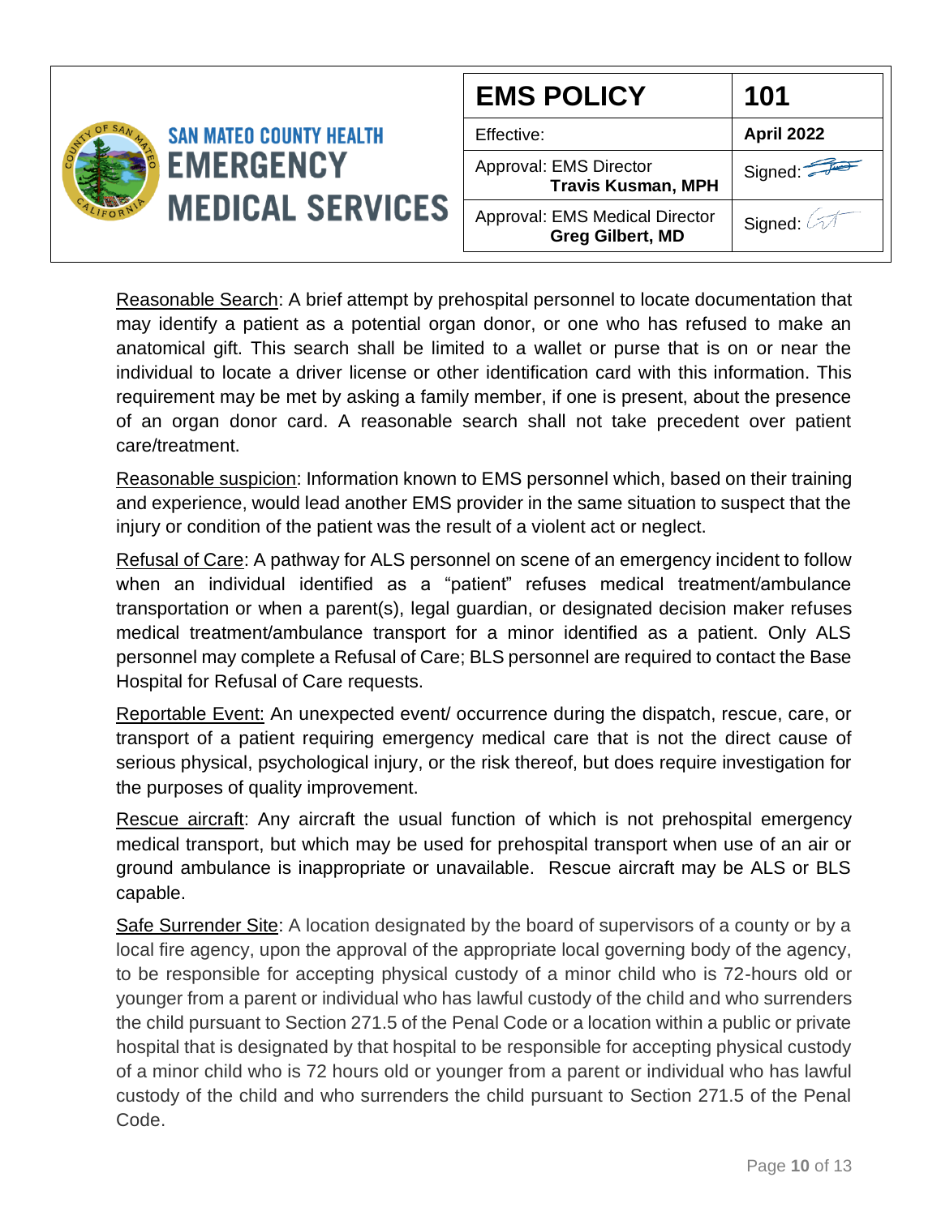Reasonable Search: A brief attempt by prehospital personnel to locate documentation that may identify a patient as a potential organ donor, or one who has refused to make an anatomical gift. This search shall be limited to a wallet or purse that is on or near the individual to locate a driver license or other identification card with this information. This requirement may be met by asking a family member, if one is present, about the presence of an organ donor card. A reasonable search shall not take precedent over patient care/treatment.

Reasonable suspicion: Information known to EMS personnel which, based on their training and experience, would lead another EMS provider in the same situation to suspect that the injury or condition of the patient was the result of a violent act or neglect.

Refusal of Care: A pathway for ALS personnel on scene of an emergency incident to follow when an individual identified as a "patient" refuses medical treatment/ambulance transportation or when a parent(s), legal guardian, or designated decision maker refuses medical treatment/ambulance transport for a minor identified as a patient. Only ALS personnel may complete a Refusal of Care; BLS personnel are required to contact the Base Hospital for Refusal of Care requests.

Reportable Event: An unexpected event/ occurrence during the dispatch, rescue, care, or transport of a patient requiring emergency medical care that is not the direct cause of serious physical, psychological injury, or the risk thereof, but does require investigation for the purposes of quality improvement.

Rescue aircraft: Any aircraft the usual function of which is not prehospital emergency medical transport, but which may be used for prehospital transport when use of an air or ground ambulance is inappropriate or unavailable. Rescue aircraft may be ALS or BLS capable.

Safe Surrender Site: A location designated by the board of supervisors of a county or by a local fire agency, upon the approval of the appropriate local governing body of the agency, to be responsible for accepting physical custody of a minor child who is 72-hours old or younger from a parent or individual who has lawful custody of the child and who surrenders the child pursuant to Section 271.5 of the Penal Code or a location within a public or private hospital that is designated by that hospital to be responsible for accepting physical custody of a minor child who is 72 hours old or younger from a parent or individual who has lawful custody of the child and who surrenders the child pursuant to Section 271.5 of the Penal Code.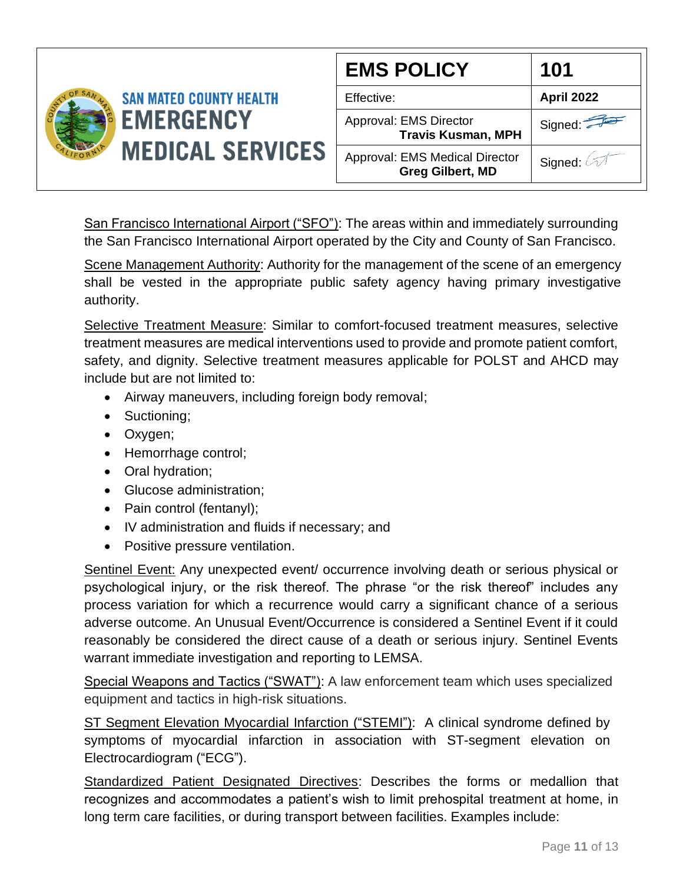San Francisco International Airport ("SFO"): The areas within and immediately surrounding the San Francisco International Airport operated by the City and County of San Francisco.

Scene Management Authority: Authority for the management of the scene of an emergency shall be vested in the appropriate public safety agency having primary investigative authority.

Selective Treatment Measure: Similar to comfort-focused treatment measures, selective treatment measures are medical interventions used to provide and promote patient comfort, safety, and dignity. Selective treatment measures applicable for POLST and AHCD may include but are not limited to:

- Airway maneuvers, including foreign body removal;
- Suctioning;
- Oxygen;
- Hemorrhage control;
- Oral hydration;
- Glucose administration;
- Pain control (fentanyl);
- IV administration and fluids if necessary; and
- Positive pressure ventilation.

Sentinel Event: Any unexpected event/ occurrence involving death or serious physical or psychological injury, or the risk thereof. The phrase "or the risk thereof" includes any process variation for which a recurrence would carry a significant chance of a serious adverse outcome. An Unusual Event/Occurrence is considered a Sentinel Event if it could reasonably be considered the direct cause of a death or serious injury. Sentinel Events warrant immediate investigation and reporting to LEMSA.

Special Weapons and Tactics ("SWAT"): A law enforcement team which uses specialized equipment and tactics in high-risk situations.

ST Segment Elevation Myocardial Infarction ("STEMI"): A clinical syndrome defined by symptoms of myocardial infarction in association with ST-segment elevation on Electrocardiogram ("ECG").

Standardized Patient Designated Directives: Describes the forms or medallion that recognizes and accommodates a patient's wish to limit prehospital treatment at home, in long term care facilities, or during transport between facilities. Examples include: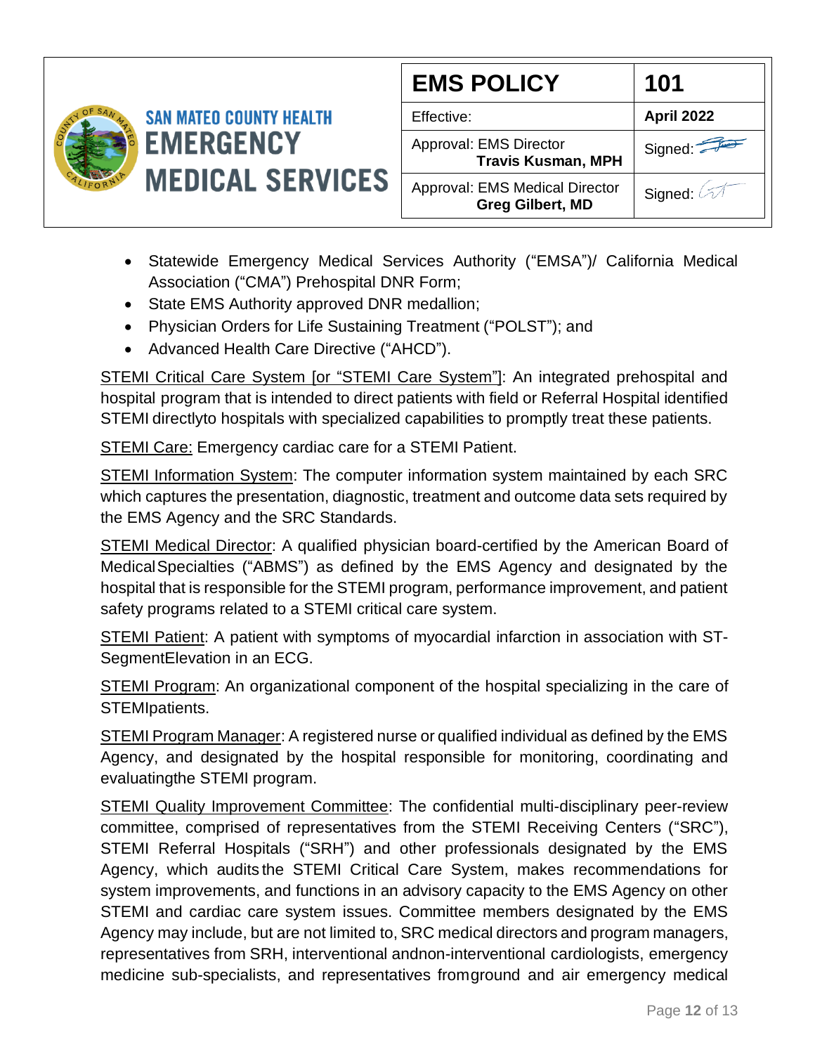- Statewide Emergency Medical Services Authority ("EMSA")/ California Medical Association ("CMA") Prehospital DNR Form;
- State EMS Authority approved DNR medallion;
- Physician Orders for Life Sustaining Treatment ("POLST"); and
- Advanced Health Care Directive ("AHCD").

STEMI Critical Care System [or "STEMI Care System"]: An integrated prehospital and hospital program that is intended to direct patients with field or Referral Hospital identified STEMI directlyto hospitals with specialized capabilities to promptly treat these patients.

STEMI Care: Emergency cardiac care for a STEMI Patient.

STEMI Information System: The computer information system maintained by each SRC which captures the presentation, diagnostic, treatment and outcome data sets required by the EMS Agency and the SRC Standards.

STEMI Medical Director: A qualified physician board-certified by the American Board of MedicalSpecialties ("ABMS") as defined by the EMS Agency and designated by the hospital that is responsible for the STEMI program, performance improvement, and patient safety programs related to a STEMI critical care system.

STEMI Patient: A patient with symptoms of myocardial infarction in association with ST-SegmentElevation in an ECG.

STEMI Program: An organizational component of the hospital specializing in the care of STEMIpatients.

STEMI Program Manager: A registered nurse or qualified individual as defined by the EMS Agency, and designated by the hospital responsible for monitoring, coordinating and evaluatingthe STEMI program.

STEMI Quality Improvement Committee: The confidential multi-disciplinary peer-review committee, comprised of representatives from the STEMI Receiving Centers ("SRC"), STEMI Referral Hospitals ("SRH") and other professionals designated by the EMS Agency, which audits the STEMI Critical Care System, makes recommendations for system improvements, and functions in an advisory capacity to the EMS Agency on other STEMI and cardiac care system issues. Committee members designated by the EMS Agency may include, but are not limited to, SRC medical directors and program managers, representatives from SRH, interventional andnon-interventional cardiologists, emergency medicine sub-specialists, and representatives fromground and air emergency medical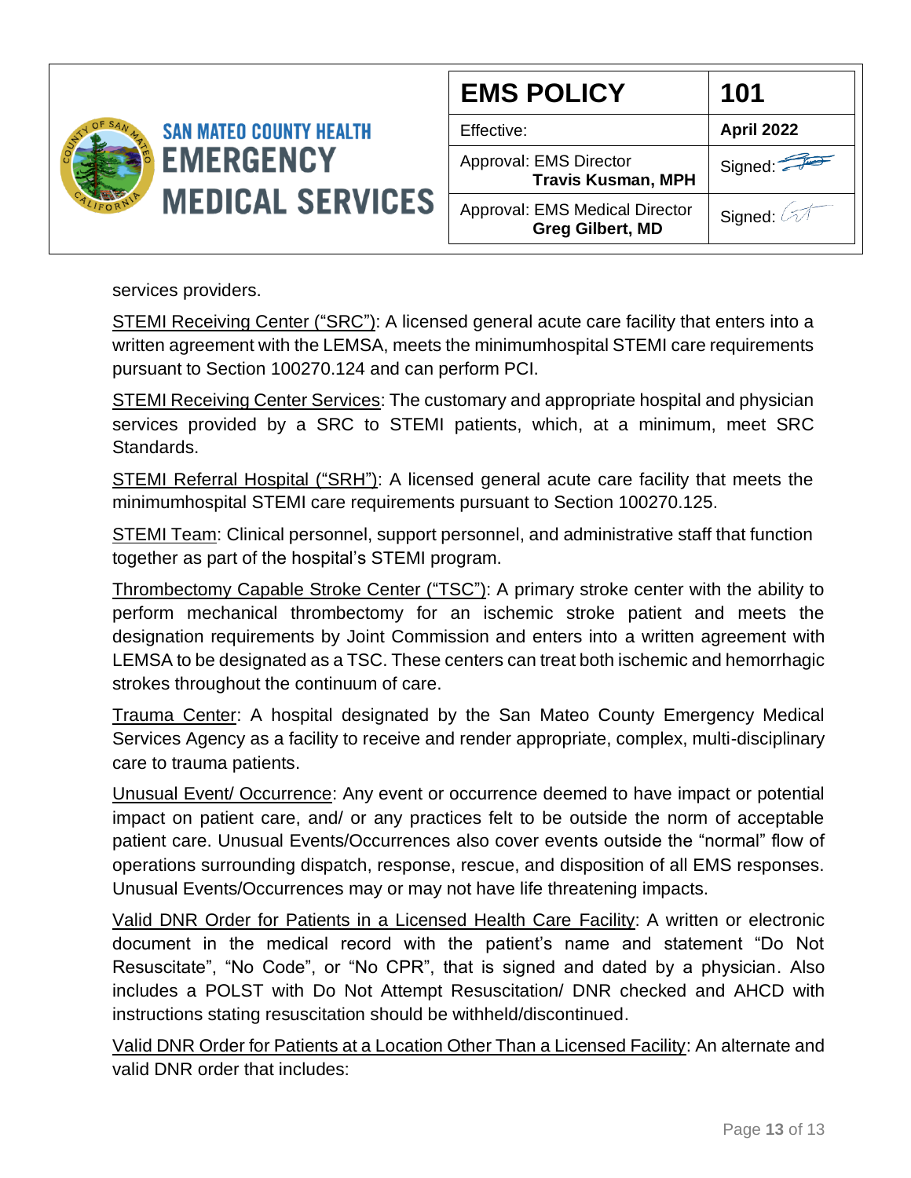services providers.

STEMI Receiving Center ("SRC"): A licensed general acute care facility that enters into a written agreement with the LEMSA, meets the minimumhospital STEMI care requirements pursuant to Section 100270.124 and can perform PCI.

STEMI Receiving Center Services: The customary and appropriate hospital and physician services provided by a SRC to STEMI patients, which, at a minimum, meet SRC Standards.

STEMI Referral Hospital ("SRH"): A licensed general acute care facility that meets the minimumhospital STEMI care requirements pursuant to Section 100270.125.

STEMI Team: Clinical personnel, support personnel, and administrative staff that function together as part of the hospital's STEMI program.

Thrombectomy Capable Stroke Center ("TSC"): A primary stroke center with the ability to perform mechanical thrombectomy for an ischemic stroke patient and meets the designation requirements by Joint Commission and enters into a written agreement with LEMSA to be designated as a TSC. These centers can treat both ischemic and hemorrhagic strokes throughout the continuum of care.

Trauma Center: A hospital designated by the San Mateo County Emergency Medical Services Agency as a facility to receive and render appropriate, complex, multi-disciplinary care to trauma patients.

Unusual Event/ Occurrence: Any event or occurrence deemed to have impact or potential impact on patient care, and/ or any practices felt to be outside the norm of acceptable patient care. Unusual Events/Occurrences also cover events outside the "normal" flow of operations surrounding dispatch, response, rescue, and disposition of all EMS responses. Unusual Events/Occurrences may or may not have life threatening impacts.

Valid DNR Order for Patients in a Licensed Health Care Facility: A written or electronic document in the medical record with the patient's name and statement "Do Not Resuscitate", "No Code", or "No CPR", that is signed and dated by a physician. Also includes a POLST with Do Not Attempt Resuscitation/ DNR checked and AHCD with instructions stating resuscitation should be withheld/discontinued.

Valid DNR Order for Patients at a Location Other Than a Licensed Facility: An alternate and valid DNR order that includes: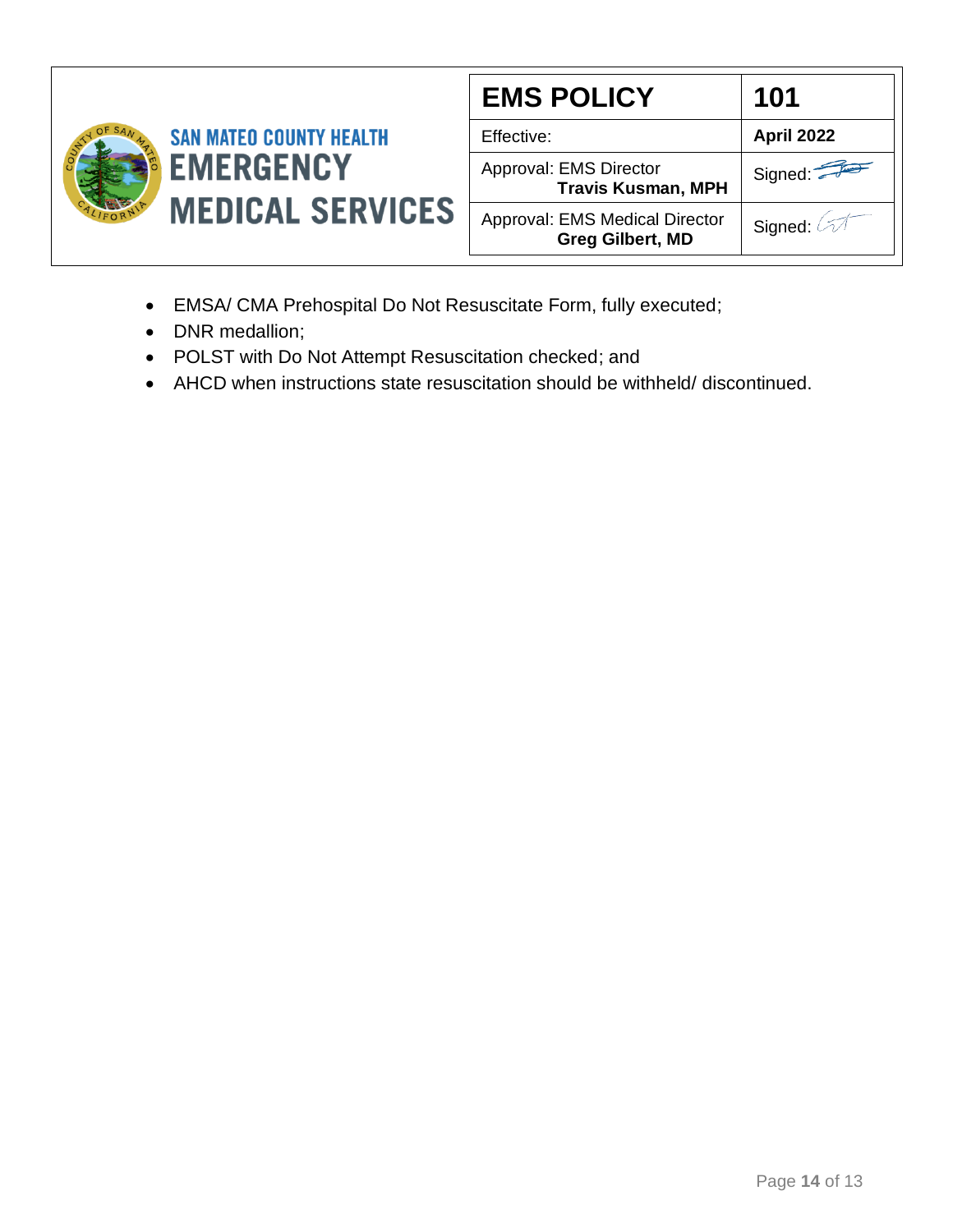- EMSA/ CMA Prehospital Do Not Resuscitate Form, fully executed;
- DNR medallion;
- POLST with Do Not Attempt Resuscitation checked; and
- AHCD when instructions state resuscitation should be withheld/ discontinued.